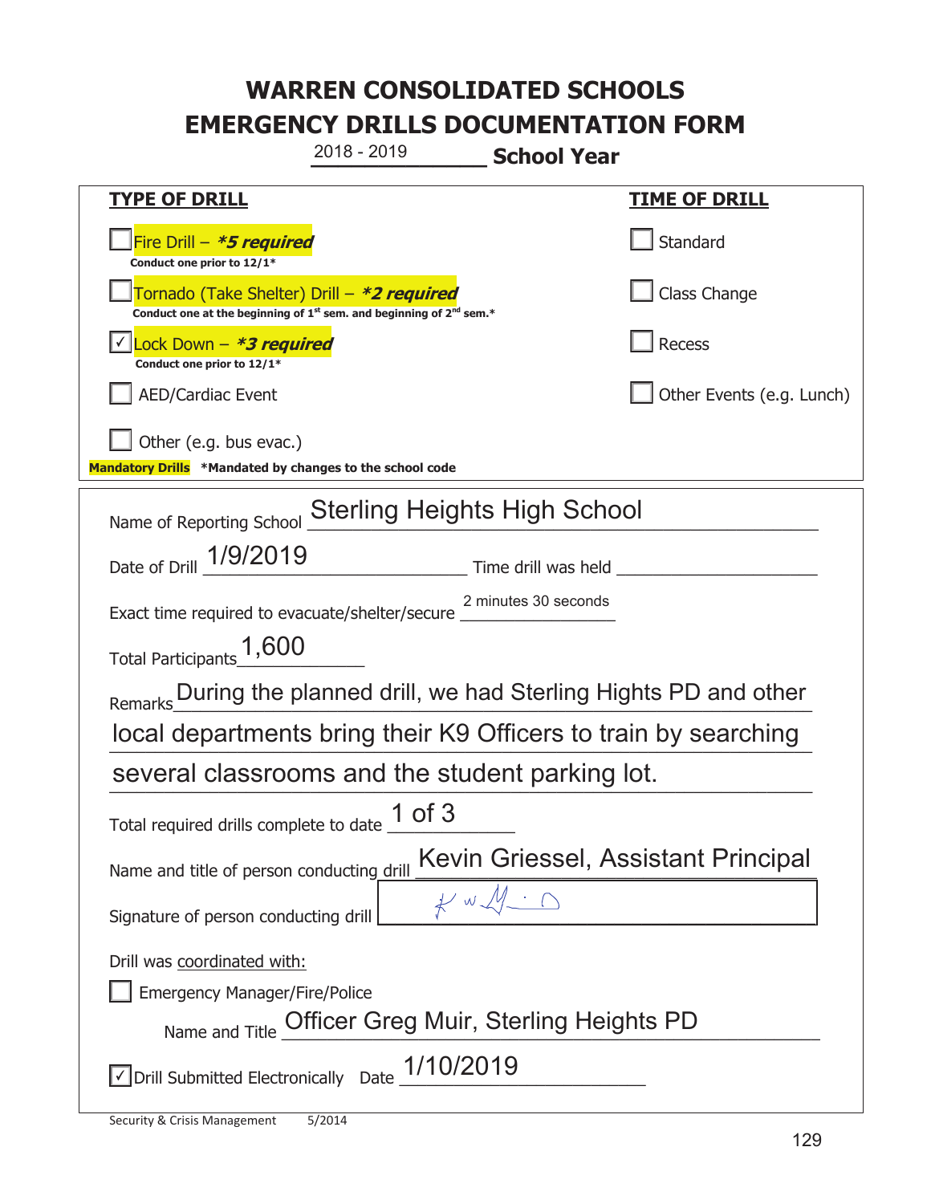# WARREN CONSOLIDATED SCHOOLS
# EMERGENCY DRILLS DOCUMENTATION FORM

2018 - 2019 **School Year**

| TYPE OF DRILL | TIME OF DRILL |
|---|---|
| ☐ Fire Drill – ***5 required*** <br> **Conduct one prior to 12/1*** | ☐ Standard |
| ☐ Tornado (Take Shelter) Drill – ***2 required*** <br> **Conduct one at the beginning of 1st sem. and beginning of 2nd sem.*** | ☐ Class Change |
| ☑ Lock Down – ***3 required*** <br> **Conduct one prior to 12/1*** | ☐ Recess |
| ☐ AED/Cardiac Event | ☐ Other Events (e.g. Lunch) |
| ☐ Other (e.g. bus evac.) | |

**Mandatory Drills** ***Mandated by changes to the school code**

Name of Reporting School: Sterling Heights High School

Date of Drill: 1/9/2019 Time drill was held: ____________

Exact time required to evacuate/shelter/secure: 2 minutes 30 seconds

Total Participants: 1,600

Remarks: During the planned drill, we had Sterling Hights PD and other local departments bring their K9 Officers to train by searching several classrooms and the student parking lot.

Total required drills complete to date: 1 of 3

Name and title of person conducting drill: Kevin Griessel, Assistant Principal

Signature of person conducting drill: [signature]

Drill was coordinated with:

☐ Emergency Manager/Fire/Police

Name and Title: Officer Greg Muir, Sterling Heights PD

☑ Drill Submitted Electronically Date: 1/10/2019

Security & Crisis Management 5/2014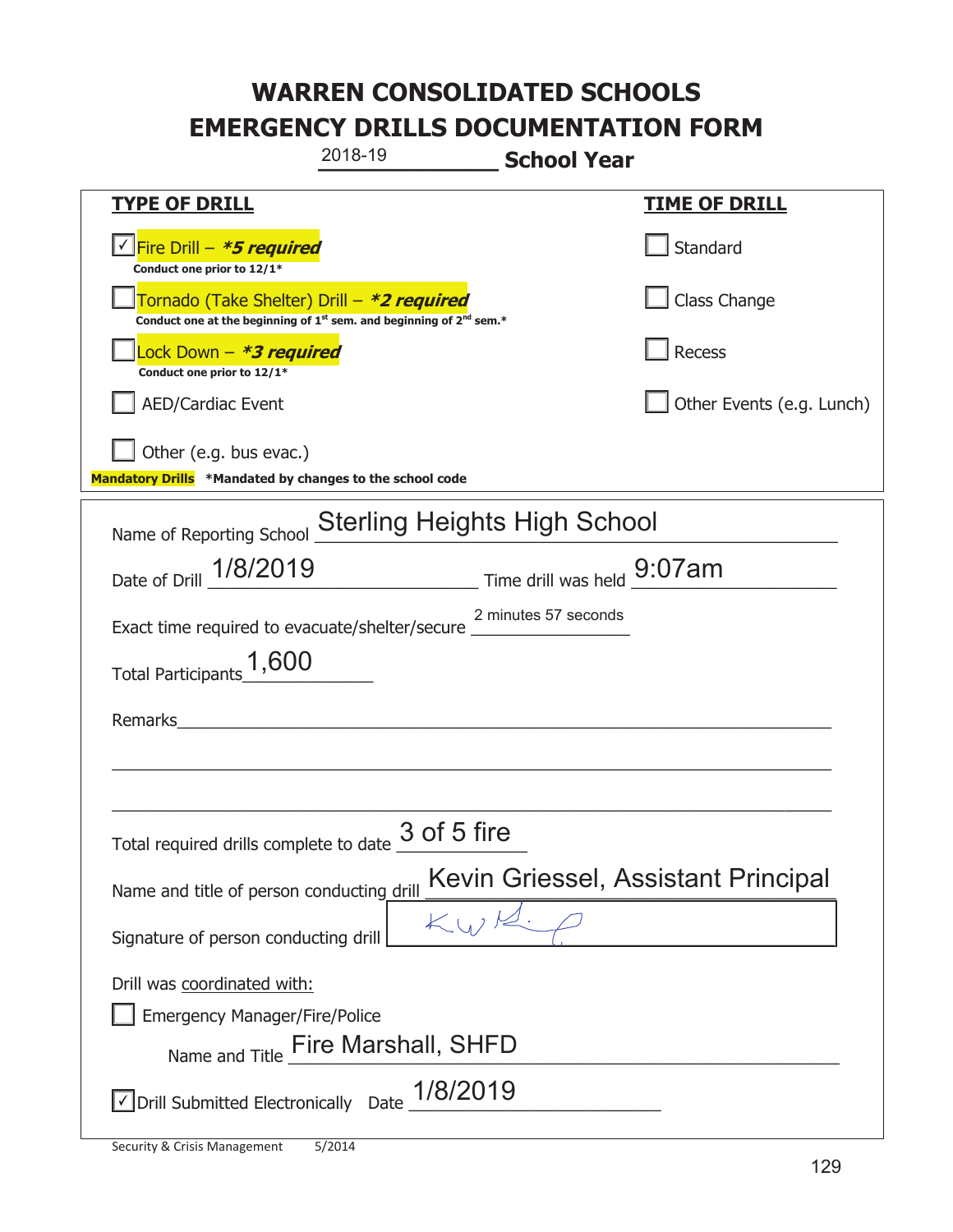# WARREN CONSOLIDATED SCHOOLS
# EMERGENCY DRILLS DOCUMENTATION FORM

2018-19 **School Year**

| TYPE OF DRILL | TIME OF DRILL |
|---|---|
| ☑ Fire Drill – ***5 required*** <br> **Conduct one prior to 12/1*** | ☐ Standard |
| ☐ Tornado (Take Shelter) Drill – ***2 required*** <br> **Conduct one at the beginning of 1st sem. and beginning of 2nd sem.*** | ☐ Class Change |
| ☐ Lock Down – ***3 required*** <br> **Conduct one prior to 12/1*** | ☐ Recess |
| ☐ AED/Cardiac Event | ☐ Other Events (e.g. Lunch) |
| ☐ Other (e.g. bus evac.) | |

**Mandatory Drills** **\*Mandated by changes to the school code**

Name of Reporting School: Sterling Heights High School

Date of Drill: 1/8/2019 Time drill was held: 9:07am

Exact time required to evacuate/shelter/secure: 2 minutes 57 seconds

Total Participants: 1,600

Remarks: ______________________________________________

Total required drills complete to date: 3 of 5 fire

Name and title of person conducting drill: Kevin Griessel, Assistant Principal

Signature of person conducting drill: [signature]

Drill was coordinated with:

☐ Emergency Manager/Fire/Police

Name and Title: Fire Marshall, SHFD

☑ Drill Submitted Electronically Date: 1/8/2019

Security & Crisis Management 5/2014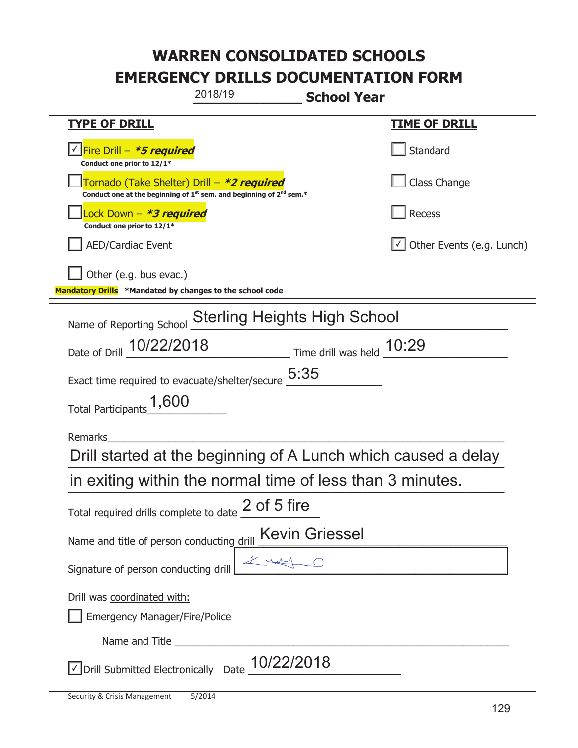# WARREN CONSOLIDATED SCHOOLS
# EMERGENCY DRILLS DOCUMENTATION FORM

2018/19 **School Year**

| **TYPE OF DRILL** | **TIME OF DRILL** |
|---|---|
| ☑ Fire Drill – ***5 required** <br> **Conduct one prior to 12/1*** | ☐ Standard |
| ☐ Tornado (Take Shelter) Drill – ***2 required** <br> **Conduct one at the beginning of 1st sem. and beginning of 2nd sem.*** | ☐ Class Change |
| ☐ Lock Down – ***3 required** <br> **Conduct one prior to 12/1*** | ☐ Recess |
| ☐ AED/Cardiac Event | ☑ Other Events (e.g. Lunch) |
| ☐ Other (e.g. bus evac.) | |

**Mandatory Drills** ***Mandated by changes to the school code**

Name of Reporting School: Sterling Heights High School

Date of Drill: 10/22/2018 Time drill was held: 10:29

Exact time required to evacuate/shelter/secure: 5:35

Total Participants: 1,600

Remarks: Drill started at the beginning of A Lunch which caused a delay in exiting within the normal time of less than 3 minutes.

Total required drills complete to date: 2 of 5 fire

Name and title of person conducting drill: Kevin Griessel

Signature of person conducting drill: [signature]

Drill was coordinated with:

☐ Emergency Manager/Fire/Police

Name and Title ______________________

☑ Drill Submitted Electronically Date: 10/22/2018

Security & Crisis Management 5/2014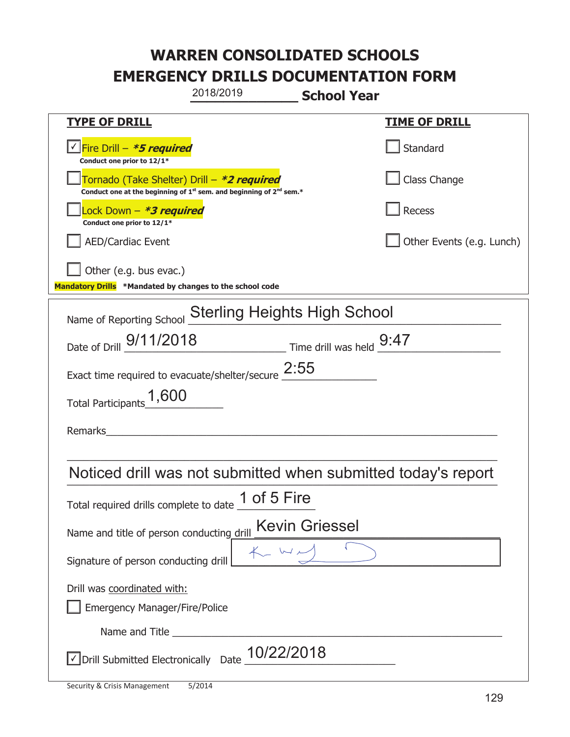# WARREN CONSOLIDATED SCHOOLS
# EMERGENCY DRILLS DOCUMENTATION FORM

2018/2019 **School Year**

| **TYPE OF DRILL** | **TIME OF DRILL** |
|---|---|
| ☑ Fire Drill – ***5 required** Conduct one prior to 12/1* | ☐ Standard |
| ☐ Tornado (Take Shelter) Drill – ***2 required** Conduct one at the beginning of 1st sem. and beginning of 2nd sem.* | ☐ Class Change |
| ☐ Lock Down – ***3 required** Conduct one prior to 12/1* | ☐ Recess |
| ☐ AED/Cardiac Event | ☐ Other Events (e.g. Lunch) |
| ☐ Other (e.g. bus evac.) | |

**Mandatory Drills** ***Mandated by changes to the school code**

Name of Reporting School: Sterling Heights High School

Date of Drill: 9/11/2018 Time drill was held: 9:47

Exact time required to evacuate/shelter/secure: 2:55

Total Participants: 1,600

Remarks:

Noticed drill was not submitted when submitted today's report

Total required drills complete to date: 1 of 5 Fire

Name and title of person conducting drill: Kevin Griessel

Signature of person conducting drill: [signature]

Drill was coordinated with:

☐ Emergency Manager/Fire/Police

Name and Title:

☑ Drill Submitted Electronically Date: 10/22/2018

Security & Crisis Management 5/2014